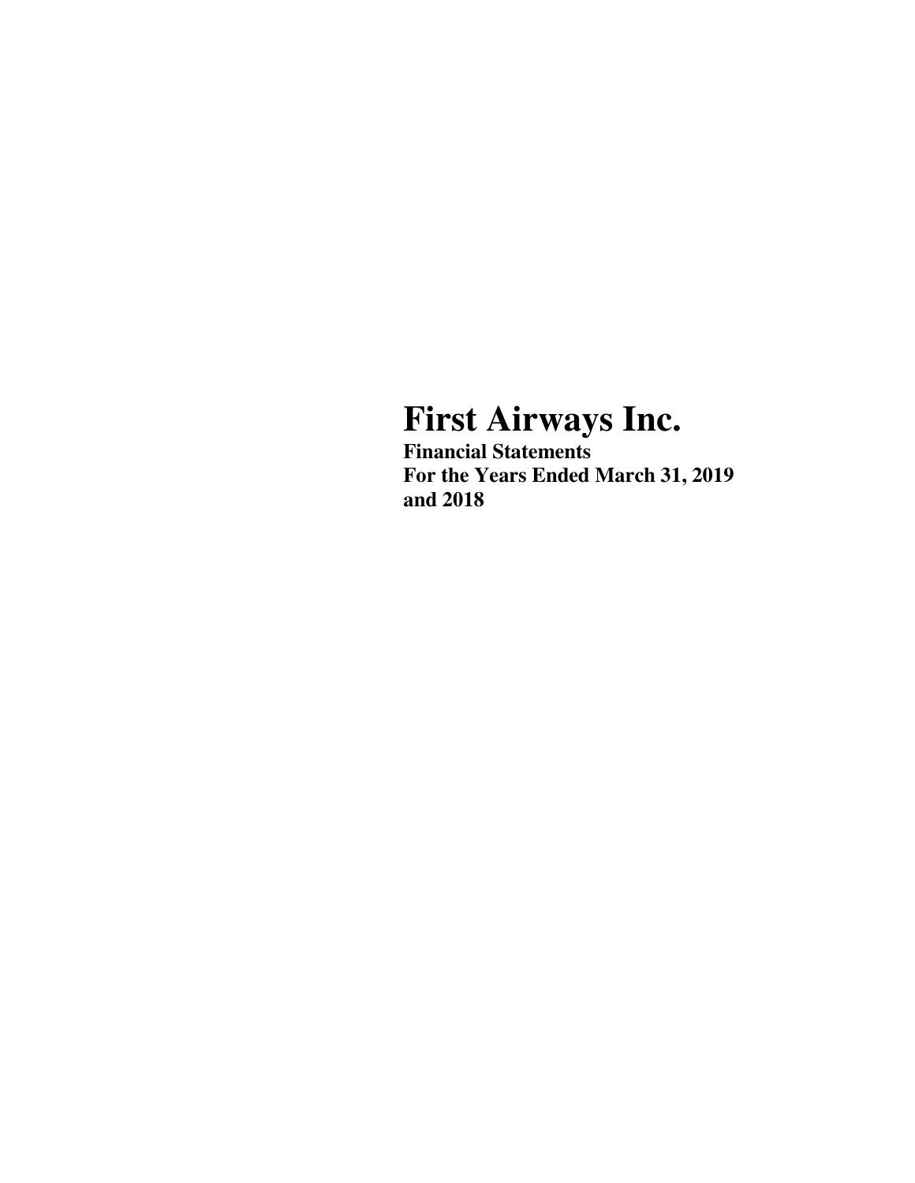# First Airways Inc.

**Financial Statements**
**For the Years Ended March 31, 2019**
**and 2018**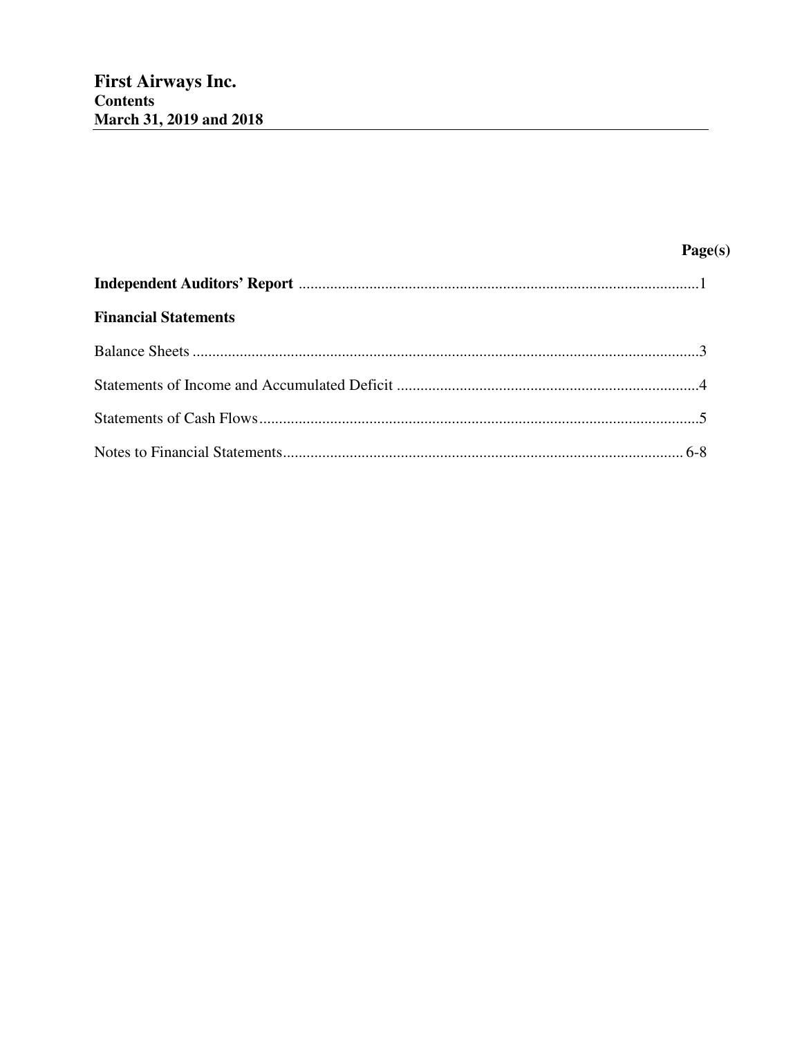# First Airways Inc.
## Contents
## March 31, 2019 and 2018

| | Page(s) |
|---|---|
| **Independent Auditors' Report** | 1 |
| **Financial Statements** | |
| Balance Sheets | 3 |
| Statements of Income and Accumulated Deficit | 4 |
| Statements of Cash Flows | 5 |
| Notes to Financial Statements | 6-8 |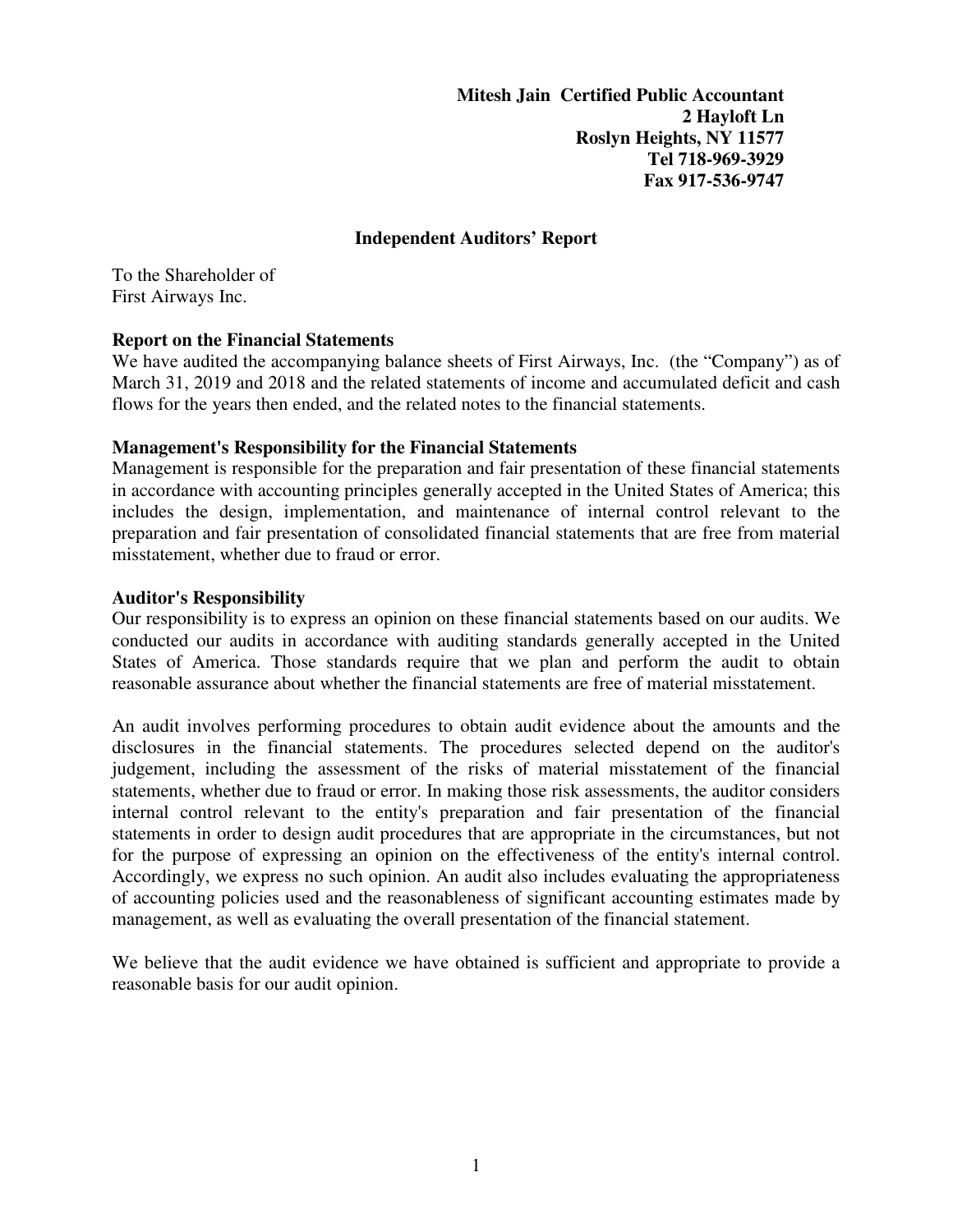**Mitesh Jain Certified Public Accountant**
**2 Hayloft Ln**
**Roslyn Heights, NY 11577**
**Tel 718-969-3929**
**Fax 917-536-9747**

## Independent Auditors' Report

To the Shareholder of
First Airways Inc.

### Report on the Financial Statements

We have audited the accompanying balance sheets of First Airways, Inc. (the "Company") as of March 31, 2019 and 2018 and the related statements of income and accumulated deficit and cash flows for the years then ended, and the related notes to the financial statements.

### Management's Responsibility for the Financial Statements

Management is responsible for the preparation and fair presentation of these financial statements in accordance with accounting principles generally accepted in the United States of America; this includes the design, implementation, and maintenance of internal control relevant to the preparation and fair presentation of consolidated financial statements that are free from material misstatement, whether due to fraud or error.

### Auditor's Responsibility

Our responsibility is to express an opinion on these financial statements based on our audits. We conducted our audits in accordance with auditing standards generally accepted in the United States of America. Those standards require that we plan and perform the audit to obtain reasonable assurance about whether the financial statements are free of material misstatement.

An audit involves performing procedures to obtain audit evidence about the amounts and the disclosures in the financial statements. The procedures selected depend on the auditor's judgement, including the assessment of the risks of material misstatement of the financial statements, whether due to fraud or error. In making those risk assessments, the auditor considers internal control relevant to the entity's preparation and fair presentation of the financial statements in order to design audit procedures that are appropriate in the circumstances, but not for the purpose of expressing an opinion on the effectiveness of the entity's internal control. Accordingly, we express no such opinion. An audit also includes evaluating the appropriateness of accounting policies used and the reasonableness of significant accounting estimates made by management, as well as evaluating the overall presentation of the financial statement.

We believe that the audit evidence we have obtained is sufficient and appropriate to provide a reasonable basis for our audit opinion.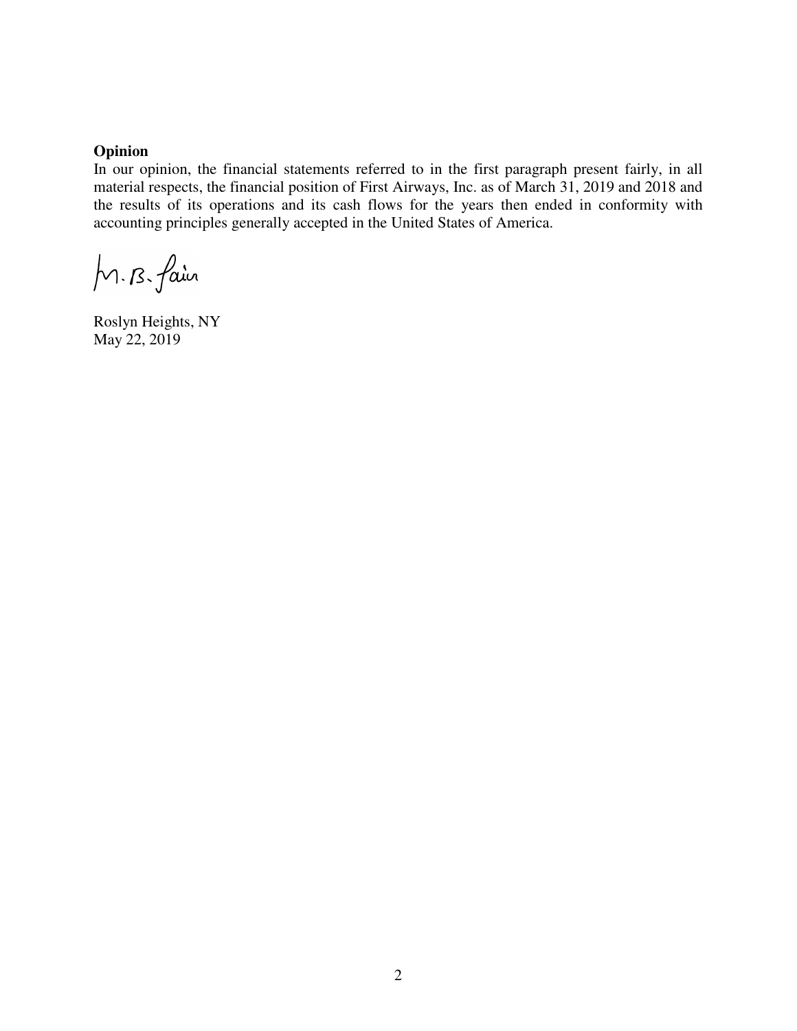**Opinion**

In our opinion, the financial statements referred to in the first paragraph present fairly, in all material respects, the financial position of First Airways, Inc. as of March 31, 2019 and 2018 and the results of its operations and its cash flows for the years then ended in conformity with accounting principles generally accepted in the United States of America.

M. B. Fair

Roslyn Heights, NY
May 22, 2019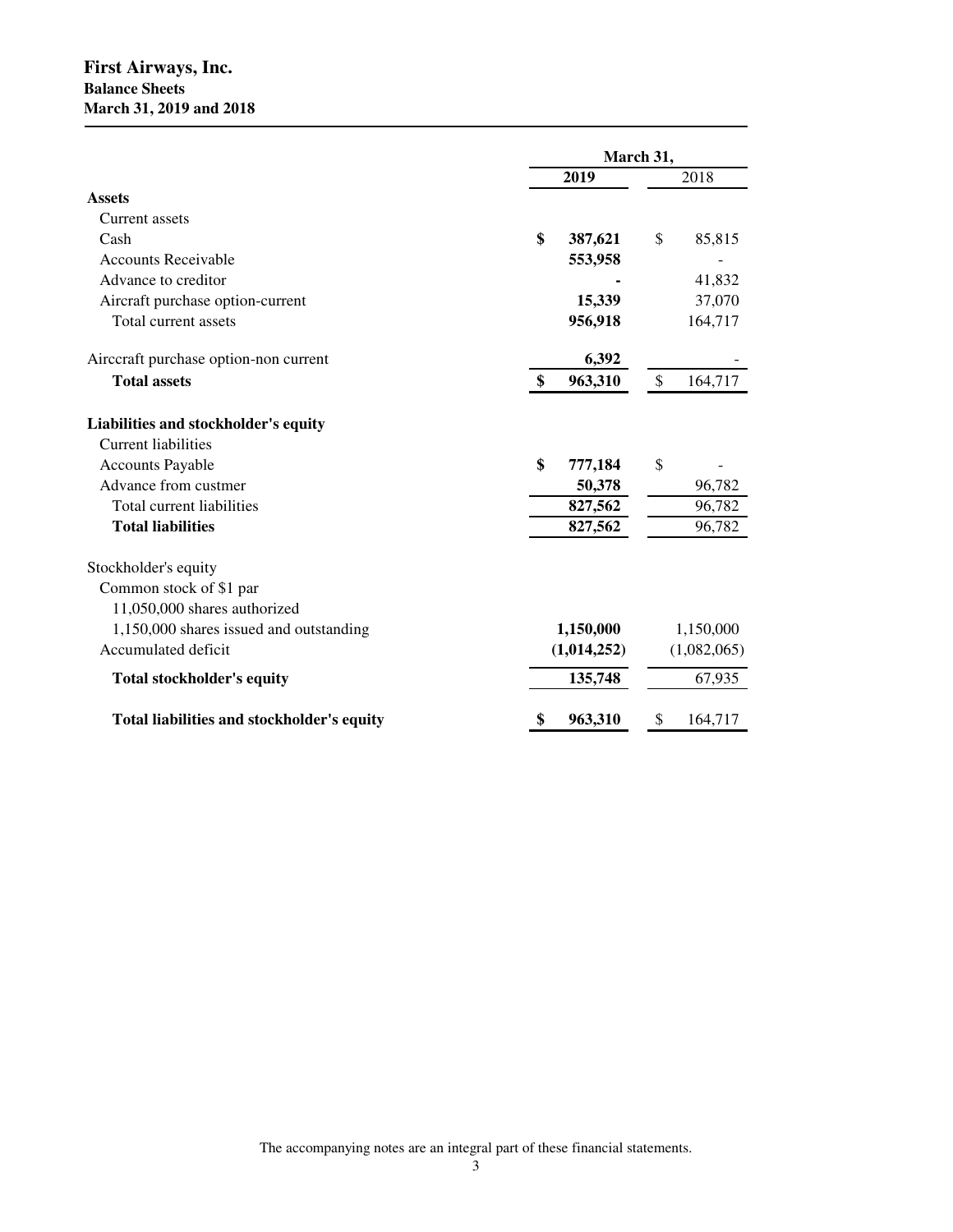**First Airways, Inc.**
**Balance Sheets**
**March 31, 2019 and 2018**

| | March 31, | |
|---|---|---|
| | **2019** | 2018 |
| **Assets** | | |
| Current assets | | |
| Cash | **$ 387,621** | $ 85,815 |
| Accounts Receivable | **553,958** | - |
| Advance to creditor | **-** | 41,832 |
| Aircraft purchase option-current | **15,339** | 37,070 |
| Total current assets | **956,918** | 164,717 |
| Airccraft purchase option-non current | **6,392** | - |
| **Total assets** | **$ 963,310** | $ 164,717 |
| **Liabilities and stockholder's equity** | | |
| Current liabilities | | |
| Accounts Payable | **$ 777,184** | $ - |
| Advance from custmer | **50,378** | 96,782 |
| Total current liabilities | **827,562** | 96,782 |
| **Total liabilities** | **827,562** | 96,782 |
| Stockholder's equity | | |
| Common stock of $1 par | | |
| 11,050,000 shares authorized | | |
| 1,150,000 shares issued and outstanding | **1,150,000** | 1,150,000 |
| Accumulated deficit | **(1,014,252)** | (1,082,065) |
| **Total stockholder's equity** | **135,748** | 67,935 |
| **Total liabilities and stockholder's equity** | **$ 963,310** | $ 164,717 |

The accompanying notes are an integral part of these financial statements.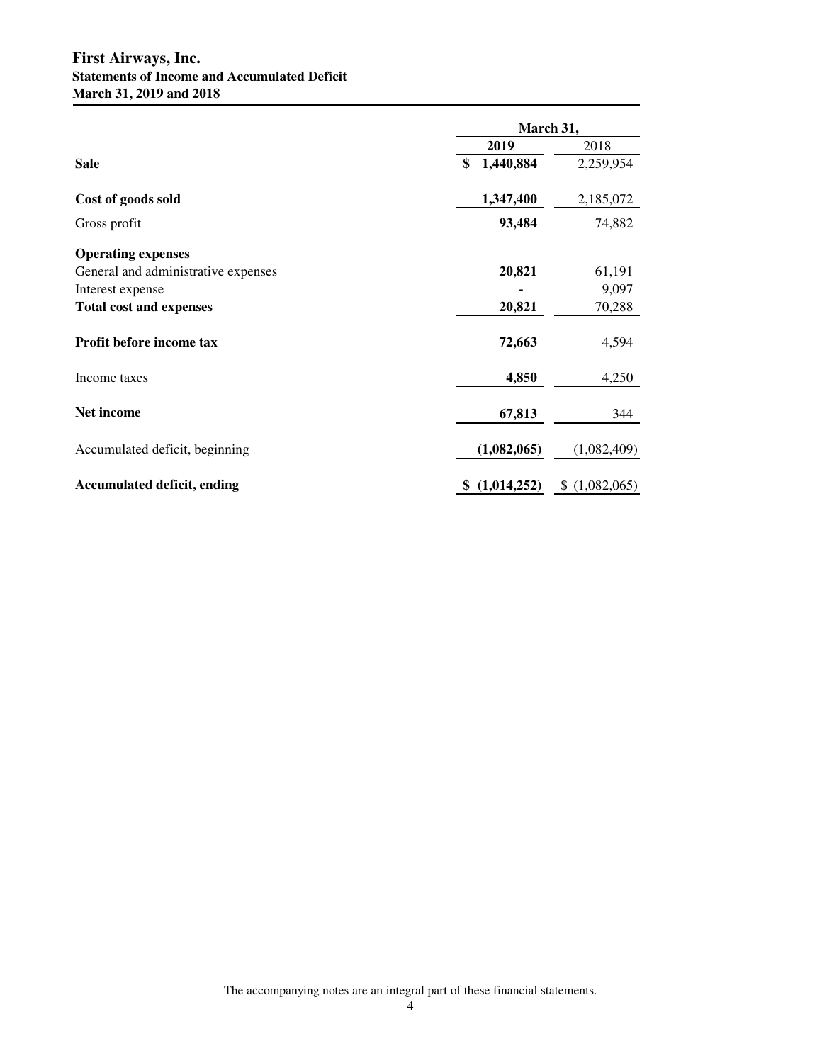# First Airways, Inc.
## Statements of Income and Accumulated Deficit
## March 31, 2019 and 2018

| | March 31, | |
|---|---|---|
| | **2019** | 2018 |
| **Sale** | **$ 1,440,884** | 2,259,954 |
| **Cost of goods sold** | **1,347,400** | 2,185,072 |
| Gross profit | **93,484** | 74,882 |
| **Operating expenses** | | |
| General and administrative expenses | **20,821** | 61,191 |
| Interest expense | **-** | 9,097 |
| **Total cost and expenses** | **20,821** | 70,288 |
| **Profit before income tax** | **72,663** | 4,594 |
| Income taxes | **4,850** | 4,250 |
| **Net income** | **67,813** | 344 |
| Accumulated deficit, beginning | **(1,082,065)** | (1,082,409) |
| **Accumulated deficit, ending** | **$ (1,014,252)** | $ (1,082,065) |

The accompanying notes are an integral part of these financial statements.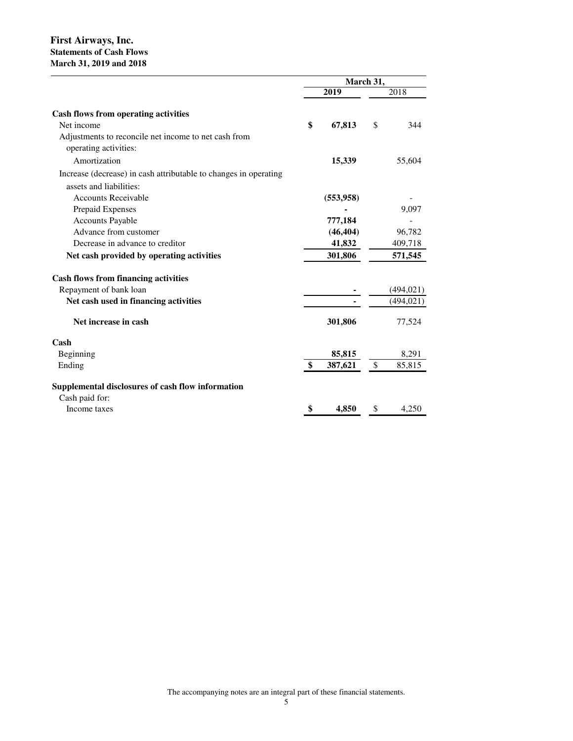# First Airways, Inc.

## Statements of Cash Flows

## March 31, 2019 and 2018

| | March 31, | |
|---|---|---|
| | **2019** | 2018 |
| **Cash flows from operating activities** | | |
| Net income | **$ 67,813** | $ 344 |
| Adjustments to reconcile net income to net cash from operating activities: | | |
| Amortization | **15,339** | 55,604 |
| Increase (decrease) in cash attributable to changes in operating assets and liabilities: | | |
| Accounts Receivable | **(553,958)** | - |
| Prepaid Expenses | **-** | 9,097 |
| Accounts Payable | **777,184** | - |
| Advance from customer | **(46,404)** | 96,782 |
| Decrease in advance to creditor | **41,832** | 409,718 |
| **Net cash provided by operating activities** | **301,806** | **571,545** |
| **Cash flows from financing activities** | | |
| Repayment of bank loan | **-** | (494,021) |
| **Net cash used in financing activities** | **-** | (494,021) |
| **Net increase in cash** | **301,806** | 77,524 |
| **Cash** | | |
| Beginning | **85,815** | 8,291 |
| Ending | **$ 387,621** | $ 85,815 |
| **Supplemental disclosures of cash flow information** | | |
| Cash paid for: | | |
| Income taxes | **$ 4,850** | $ 4,250 |

The accompanying notes are an integral part of these financial statements.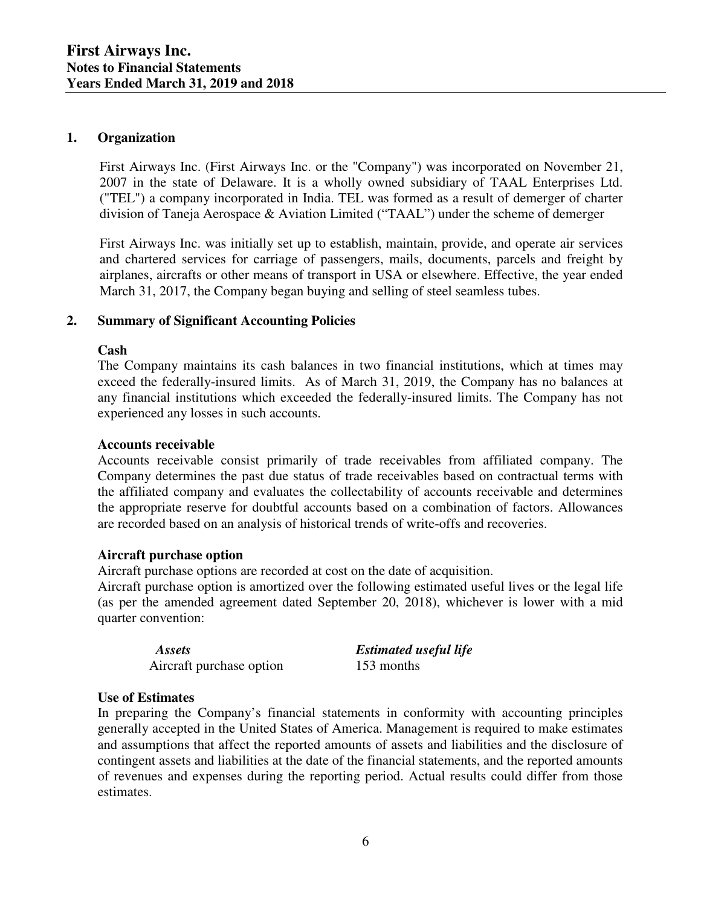# First Airways Inc.
## Notes to Financial Statements
## Years Ended March 31, 2019 and 2018

### 1. Organization

First Airways Inc. (First Airways Inc. or the "Company") was incorporated on November 21, 2007 in the state of Delaware. It is a wholly owned subsidiary of TAAL Enterprises Ltd. ("TEL") a company incorporated in India. TEL was formed as a result of demerger of charter division of Taneja Aerospace & Aviation Limited ("TAAL") under the scheme of demerger

First Airways Inc. was initially set up to establish, maintain, provide, and operate air services and chartered services for carriage of passengers, mails, documents, parcels and freight by airplanes, aircrafts or other means of transport in USA or elsewhere. Effective, the year ended March 31, 2017, the Company began buying and selling of steel seamless tubes.

### 2. Summary of Significant Accounting Policies

**Cash**

The Company maintains its cash balances in two financial institutions, which at times may exceed the federally-insured limits. As of March 31, 2019, the Company has no balances at any financial institutions which exceeded the federally-insured limits. The Company has not experienced any losses in such accounts.

**Accounts receivable**

Accounts receivable consist primarily of trade receivables from affiliated company. The Company determines the past due status of trade receivables based on contractual terms with the affiliated company and evaluates the collectability of accounts receivable and determines the appropriate reserve for doubtful accounts based on a combination of factors. Allowances are recorded based on an analysis of historical trends of write-offs and recoveries.

**Aircraft purchase option**

Aircraft purchase options are recorded at cost on the date of acquisition.

Aircraft purchase option is amortized over the following estimated useful lives or the legal life (as per the amended agreement dated September 20, 2018), whichever is lower with a mid quarter convention:

| *Assets* | *Estimated useful life* |
|---|---|
| Aircraft purchase option | 153 months |

**Use of Estimates**

In preparing the Company's financial statements in conformity with accounting principles generally accepted in the United States of America. Management is required to make estimates and assumptions that affect the reported amounts of assets and liabilities and the disclosure of contingent assets and liabilities at the date of the financial statements, and the reported amounts of revenues and expenses during the reporting period. Actual results could differ from those estimates.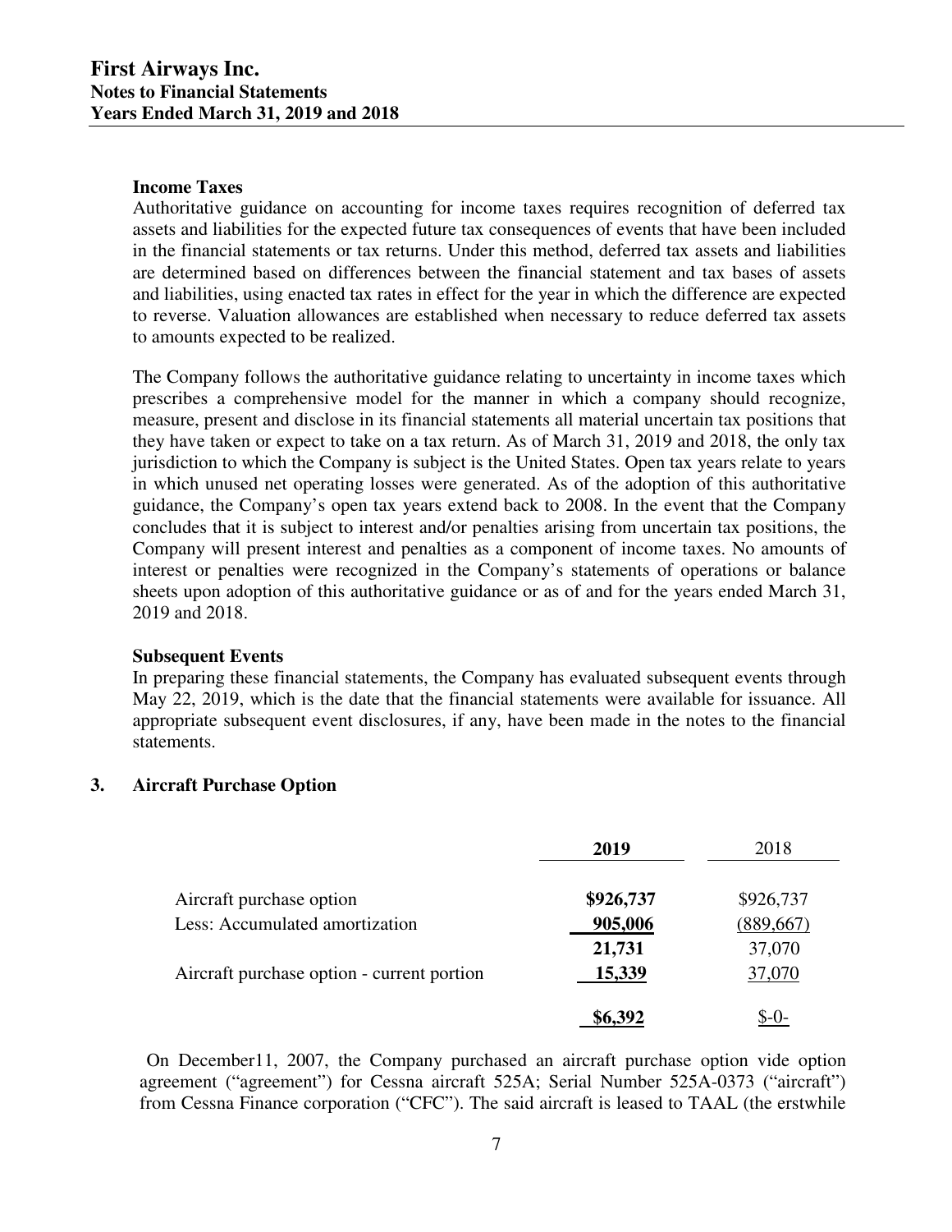### Income Taxes

Authoritative guidance on accounting for income taxes requires recognition of deferred tax assets and liabilities for the expected future tax consequences of events that have been included in the financial statements or tax returns. Under this method, deferred tax assets and liabilities are determined based on differences between the financial statement and tax bases of assets and liabilities, using enacted tax rates in effect for the year in which the difference are expected to reverse. Valuation allowances are established when necessary to reduce deferred tax assets to amounts expected to be realized.

The Company follows the authoritative guidance relating to uncertainty in income taxes which prescribes a comprehensive model for the manner in which a company should recognize, measure, present and disclose in its financial statements all material uncertain tax positions that they have taken or expect to take on a tax return. As of March 31, 2019 and 2018, the only tax jurisdiction to which the Company is subject is the United States. Open tax years relate to years in which unused net operating losses were generated. As of the adoption of this authoritative guidance, the Company's open tax years extend back to 2008. In the event that the Company concludes that it is subject to interest and/or penalties arising from uncertain tax positions, the Company will present interest and penalties as a component of income taxes. No amounts of interest or penalties were recognized in the Company's statements of operations or balance sheets upon adoption of this authoritative guidance or as of and for the years ended March 31, 2019 and 2018.

### Subsequent Events

In preparing these financial statements, the Company has evaluated subsequent events through May 22, 2019, which is the date that the financial statements were available for issuance. All appropriate subsequent event disclosures, if any, have been made in the notes to the financial statements.

## 3. Aircraft Purchase Option

| | **2019** | 2018 |
|---|---|---|
| Aircraft purchase option | **$926,737** | $926,737 |
| Less: Accumulated amortization | **905,006** | (889,667) |
| | **21,731** | 37,070 |
| Aircraft purchase option - current portion | **15,339** | 37,070 |
| | **$6,392** | $-0- |

On December11, 2007, the Company purchased an aircraft purchase option vide option agreement ("agreement") for Cessna aircraft 525A; Serial Number 525A-0373 ("aircraft") from Cessna Finance corporation ("CFC"). The said aircraft is leased to TAAL (the erstwhile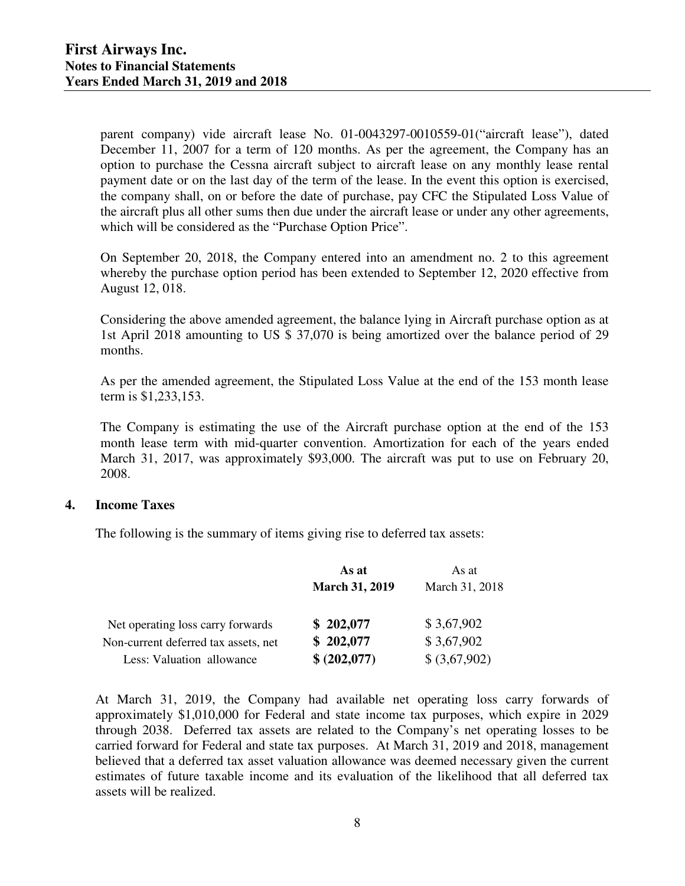parent company) vide aircraft lease No. 01-0043297-0010559-01("aircraft lease"), dated December 11, 2007 for a term of 120 months. As per the agreement, the Company has an option to purchase the Cessna aircraft subject to aircraft lease on any monthly lease rental payment date or on the last day of the term of the lease. In the event this option is exercised, the company shall, on or before the date of purchase, pay CFC the Stipulated Loss Value of the aircraft plus all other sums then due under the aircraft lease or under any other agreements, which will be considered as the "Purchase Option Price".

On September 20, 2018, the Company entered into an amendment no. 2 to this agreement whereby the purchase option period has been extended to September 12, 2020 effective from August 12, 018.

Considering the above amended agreement, the balance lying in Aircraft purchase option as at 1st April 2018 amounting to US $ 37,070 is being amortized over the balance period of 29 months.

As per the amended agreement, the Stipulated Loss Value at the end of the 153 month lease term is $1,233,153.

The Company is estimating the use of the Aircraft purchase option at the end of the 153 month lease term with mid-quarter convention. Amortization for each of the years ended March 31, 2017, was approximately $93,000. The aircraft was put to use on February 20, 2008.

## 4. Income Taxes

The following is the summary of items giving rise to deferred tax assets:

| | **As at March 31, 2019** | As at March 31, 2018 |
|---|---|---|
| Net operating loss carry forwards | **$ 202,077** | $ 3,67,902 |
| Non-current deferred tax assets, net | **$ 202,077** | $ 3,67,902 |
| Less: Valuation allowance | **$ (202,077)** | $ (3,67,902) |

At March 31, 2019, the Company had available net operating loss carry forwards of approximately $1,010,000 for Federal and state income tax purposes, which expire in 2029 through 2038. Deferred tax assets are related to the Company's net operating losses to be carried forward for Federal and state tax purposes. At March 31, 2019 and 2018, management believed that a deferred tax asset valuation allowance was deemed necessary given the current estimates of future taxable income and its evaluation of the likelihood that all deferred tax assets will be realized.